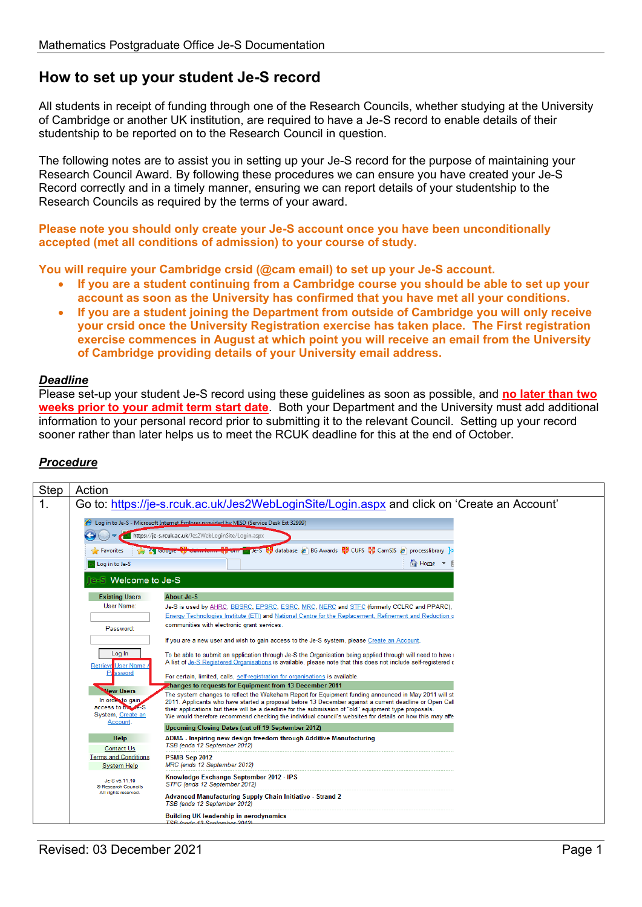# How to set up your student Je-S record

All students in receipt of funding through one of the Research Councils, whether studying at the University of Cambridge or another UK institution, are required to have a Je-S record to enable details of their studentship to be reported on to the Research Council in question.

The following notes are to assist you in setting up your Je-S record for the purpose of maintaining your Research Council Award. By following these procedures we can ensure you have created your Je-S Record correctly and in a timely manner, ensuring we can report details of your studentship to the Research Councils as required by the terms of your award.

**Please note you should only create your Je-S account once you have been unconditionally accepted (met all conditions of admission) to your course of study.**

**You will require your Cambridge crsid (@cam email) to set up your Je-S account.**

- **If you are a student continuing from a Cambridge course you should be able to set up your account as soon as the University has confirmed that you have met all your conditions.**
- **If you are a student joining the Department from outside of Cambridge you will only receive your crsid once the University Registration exercise has taken place. The First registration exercise commences in August at which point you will receive an email from the University of Cambridge providing details of your University email address.**

***Deadline***

Please set-up your student Je-S record using these guidelines as soon as possible, and **no later than two weeks prior to your admit term start date**. Both your Department and the University must add additional information to your personal record prior to submitting it to the relevant Council. Setting up your record sooner rather than later helps us to meet the RCUK deadline for this at the end of October.

***Procedure***

| Step | Action |
|---|---|
| 1. | Go to: https://je-s.rcuk.ac.uk/Jes2WebLoginSite/Login.aspx and click on 'Create an Account' |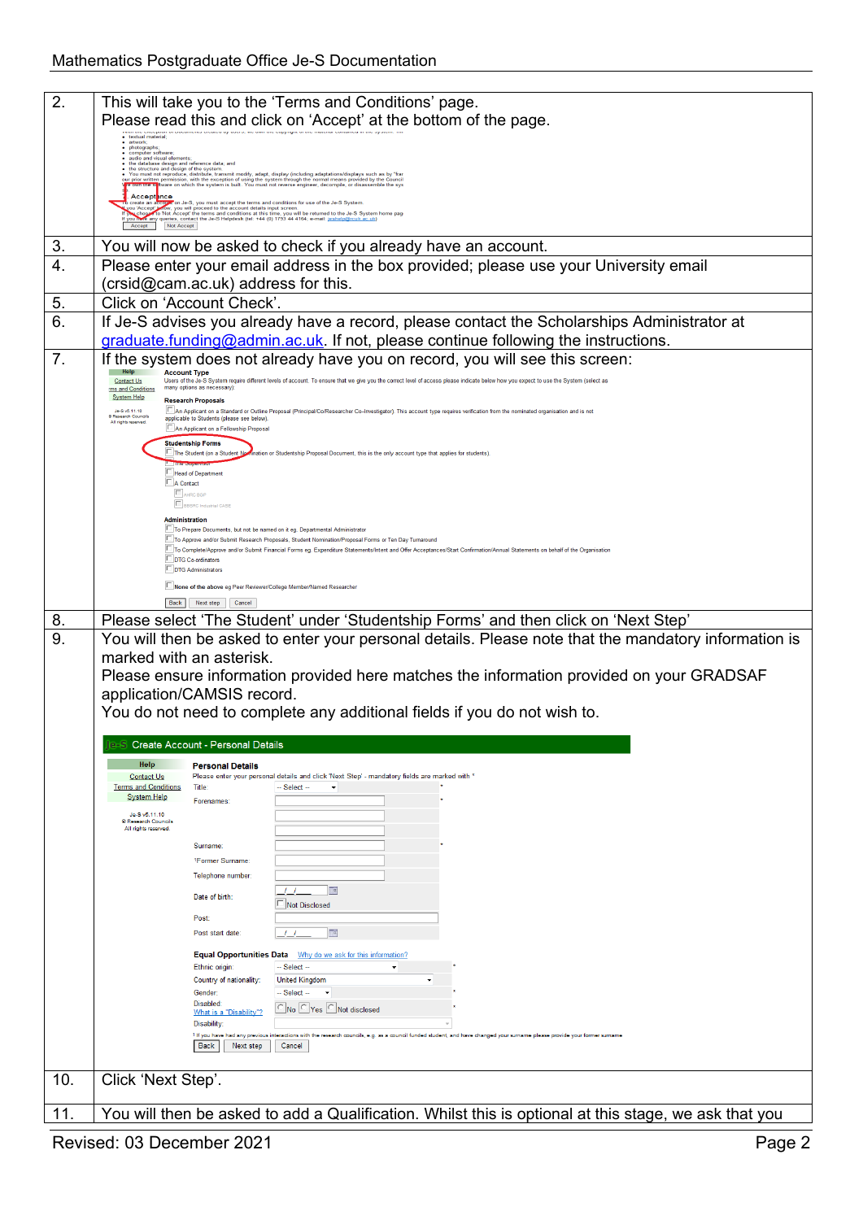| | |
|---|---|
| 2. | This will take you to the 'Terms and Conditions' page. Please read this and click on 'Accept' at the bottom of the page. |
| 3. | You will now be asked to check if you already have an account. |
| 4. | Please enter your email address in the box provided; please use your University email (crsid@cam.ac.uk) address for this. |
| 5. | Click on 'Account Check'. |
| 6. | If Je-S advises you already have a record, please contact the Scholarships Administrator at graduate.funding@admin.ac.uk. If not, please continue following the instructions. |
| 7. | If the system does not already have you on record, you will see this screen: |
| 8. | Please select 'The Student' under 'Studentship Forms' and then click on 'Next Step' |
| 9. | You will then be asked to enter your personal details. Please note that the mandatory information is marked with an asterisk. Please ensure information provided here matches the information provided on your GRADSAF application/CAMSIS record. You do not need to complete any additional fields if you do not wish to. |
| 10. | Click 'Next Step'. |
| 11. | You will then be asked to add a Qualification. Whilst this is optional at this stage, we ask that you |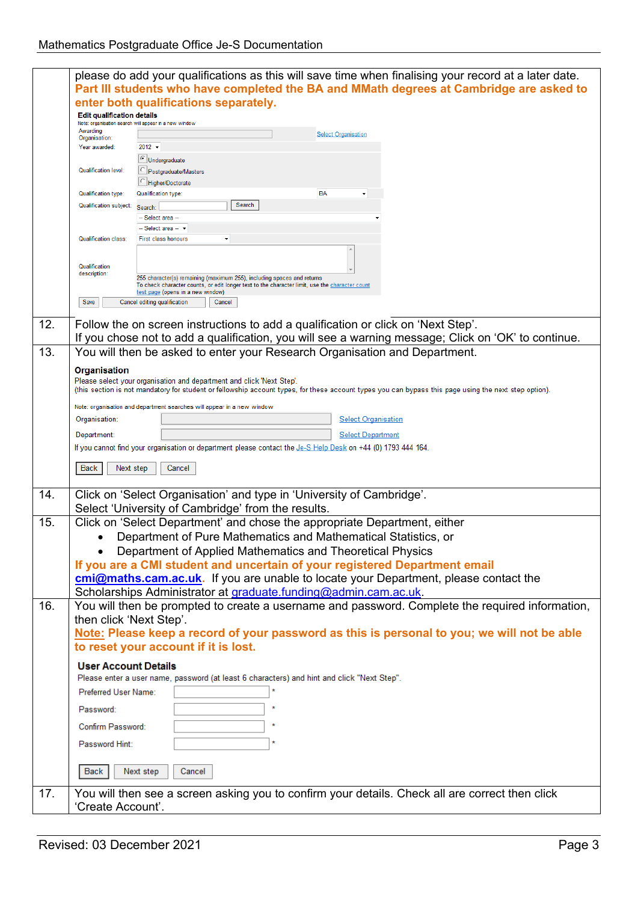| | |
|---|---|
| | please do add your qualifications as this will save time when finalising your record at a later date. **Part III students who have completed the BA and MMath degrees at Cambridge are asked to enter both qualifications separately.** <br> **Edit qualification details** <br> Note: organisation search will appear in a new window <br> Awarding Organisation: [ ] Select Organisation <br> Year awarded: 2012 <br> Qualification level: Undergraduate / Postgraduate/Masters / Higher/Doctorate <br> Qualification type: Qualification type: BA <br> Qualification subject: Search: [ ] Search <br> -- Select area -- <br> -- Select area -- <br> Qualification class: First class honours <br> Qualification description: <br> 255 character(s) remaining (maximum 255), including spaces and returns <br> To check character counts, or edit longer text to the character limit, use the character count test page (opens in a new window) <br> Save / Cancel editing qualification / Cancel |
| 12. | Follow the on screen instructions to add a qualification or click on 'Next Step'. <br> If you chose not to add a qualification, you will see a warning message; Click on 'OK' to continue. |
| 13. | You will then be asked to enter your Research Organisation and Department. <br> **Organisation** <br> Please select your organisation and department and click 'Next Step'. <br> (this section is not mandatory for student or fellowship account types, for these account types you can bypass this page using the next step option). <br> Note: organisation and department searches will appear in a new window <br> Organisation: [ ] Select Organisation <br> Department: [ ] Select Department <br> If you cannot find your organisation or department please contact the Je-S Help Desk on +44 (0) 1793 444 164. <br> Back / Next step / Cancel |
| 14. | Click on 'Select Organisation' and type in 'University of Cambridge'. <br> Select 'University of Cambridge' from the results. |
| 15. | Click on 'Select Department' and chose the appropriate Department, either <br> • Department of Pure Mathematics and Mathematical Statistics, or <br> • Department of Applied Mathematics and Theoretical Physics <br> **If you are a CMI student and uncertain of your registered Department email cmi@maths.cam.ac.uk**. If you are unable to locate your Department, please contact the Scholarships Administrator at graduate.funding@admin.cam.ac.uk. |
| 16. | You will then be prompted to create a username and password. Complete the required information, then click 'Next Step'. <br> **Note: Please keep a record of your password as this is personal to you; we will not be able to reset your account if it is lost.** <br> **User Account Details** <br> Please enter a user name, password (at least 6 characters) and hint and click "Next Step". <br> Preferred User Name: [ ] * <br> Password: [ ] * <br> Confirm Password: [ ] * <br> Password Hint: [ ] * <br> Back / Next step / Cancel |
| 17. | You will then see a screen asking you to confirm your details. Check all are correct then click 'Create Account'. |

Revised: 03 December 2021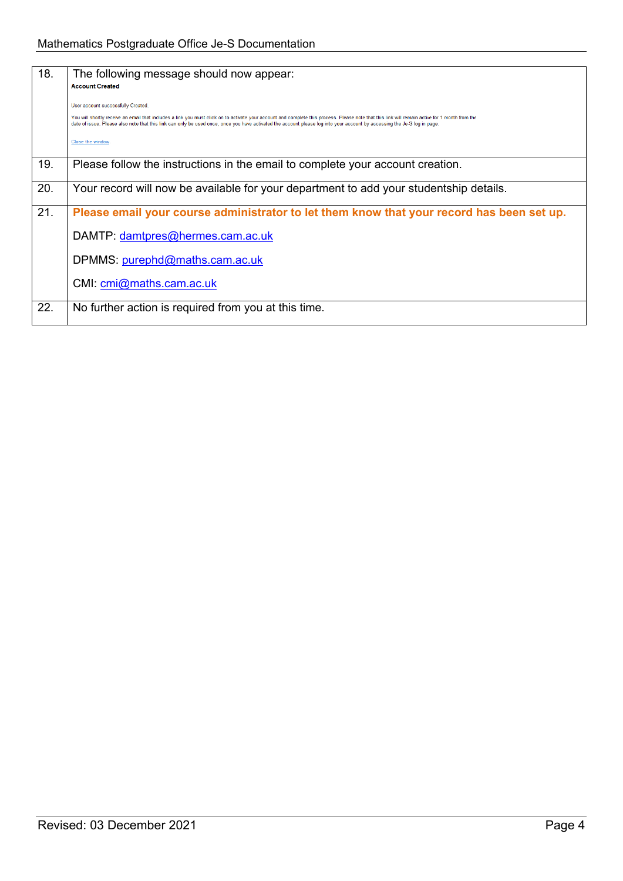| | |
|---|---|
| 18. | The following message should now appear:<br>**Account Created**<br>User account successfully Created.<br>You will shortly receive an email that includes a link you must click on to activate your account and complete this process. Please note that this link will remain active for 1 month from the date of issue. Please also note that this link can only be used once, once you have activated the account please log into your account by accessing the Je-S log in page.<br>Close the window. |
| 19. | Please follow the instructions in the email to complete your account creation. |
| 20. | Your record will now be available for your department to add your studentship details. |
| 21. | **Please email your course administrator to let them know that your record has been set up.**<br>DAMTP: damtpres@hermes.cam.ac.uk<br>DPMMS: purephd@maths.cam.ac.uk<br>CMI: cmi@maths.cam.ac.uk |
| 22. | No further action is required from you at this time. |